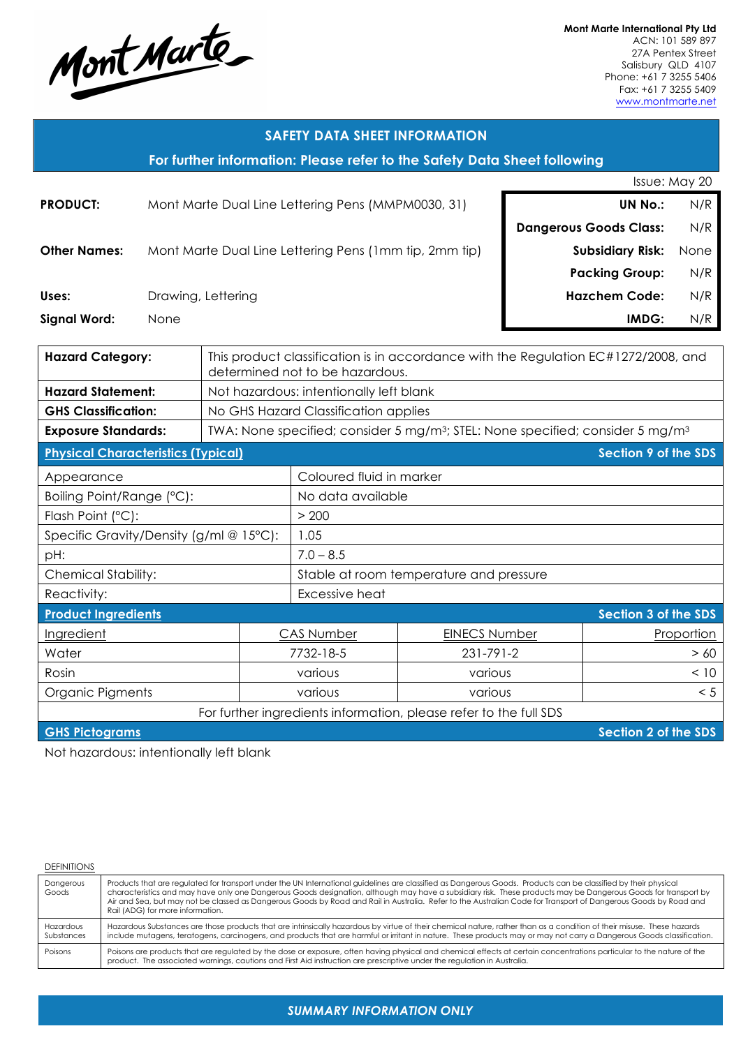Mont Marte

**Mont Marte International Pty Ltd**
ACN: 101 589 897
27A Pentex Street
Salisbury QLD 4107
Phone: +61 7 3255 5406
Fax: +61 7 3255 5409
www.montmarte.net

## SAFETY DATA SHEET INFORMATION

**For further information: Please refer to the Safety Data Sheet following**

Issue: May 20

| | |
|---|---|
| **PRODUCT:** | Mont Marte Dual Line Lettering Pens (MMPM0030, 31) |
| **Other Names:** | Mont Marte Dual Line Lettering Pens (1mm tip, 2mm tip) |
| **Uses:** | Drawing, Lettering |
| **Signal Word:** | None |

| | |
|---|---|
| **UN No.:** | N/R |
| **Dangerous Goods Class:** | N/R |
| **Subsidiary Risk:** | None |
| **Packing Group:** | N/R |
| **Hazchem Code:** | N/R |
| **IMDG:** | N/R |

| | |
|---|---|
| **Hazard Category:** | This product classification is in accordance with the Regulation EC#1272/2008, and determined not to be hazardous. |
| **Hazard Statement:** | Not hazardous: intentionally left blank |
| **GHS Classification:** | No GHS Hazard Classification applies |
| **Exposure Standards:** | TWA: None specified; consider 5 mg/m³; STEL: None specified; consider 5 mg/m³ |

### Physical Characteristics (Typical) — Section 9 of the SDS

| | |
|---|---|
| Appearance | Coloured fluid in marker |
| Boiling Point/Range (°C): | No data available |
| Flash Point (°C): | > 200 |
| Specific Gravity/Density (g/ml @ 15°C): | 1.05 |
| pH: | 7.0 – 8.5 |
| Chemical Stability: | Stable at room temperature and pressure |
| Reactivity: | Excessive heat |

### Product Ingredients — Section 3 of the SDS

| Ingredient | CAS Number | EINECS Number | Proportion |
|---|---|---|---|
| Water | 7732-18-5 | 231-791-2 | > 60 |
| Rosin | various | various | < 10 |
| Organic Pigments | various | various | < 5 |

For further ingredients information, please refer to the full SDS

### GHS Pictograms — Section 2 of the SDS

Not hazardous: intentionally left blank

DEFINITIONS

| | |
|---|---|
| Dangerous Goods | Products that are regulated for transport under the UN International guidelines are classified as Dangerous Goods. Products can be classified by their physical characteristics and may have only one Dangerous Goods designation, although may have a subsidiary risk. These products may be Dangerous Goods for transport by Air and Sea, but may not be classed as Dangerous Goods by Road and Rail in Australia. Refer to the Australian Code for Transport of Dangerous Goods by Road and Rail (ADG) for more information. |
| Hazardous Substances | Hazardous Substances are those products that are intrinsically hazardous by virtue of their chemical nature, rather than as a condition of their misuse. These hazards include mutagens, teratogens, carcinogens, and products that are harmful or irritant in nature. These products may or may not carry a Dangerous Goods classification. |
| Poisons | Poisons are products that are regulated by the dose or exposure, often having physical and chemical effects at certain concentrations particular to the nature of the product. The associated warnings, cautions and First Aid instruction are prescriptive under the regulation in Australia. |

*SUMMARY INFORMATION ONLY*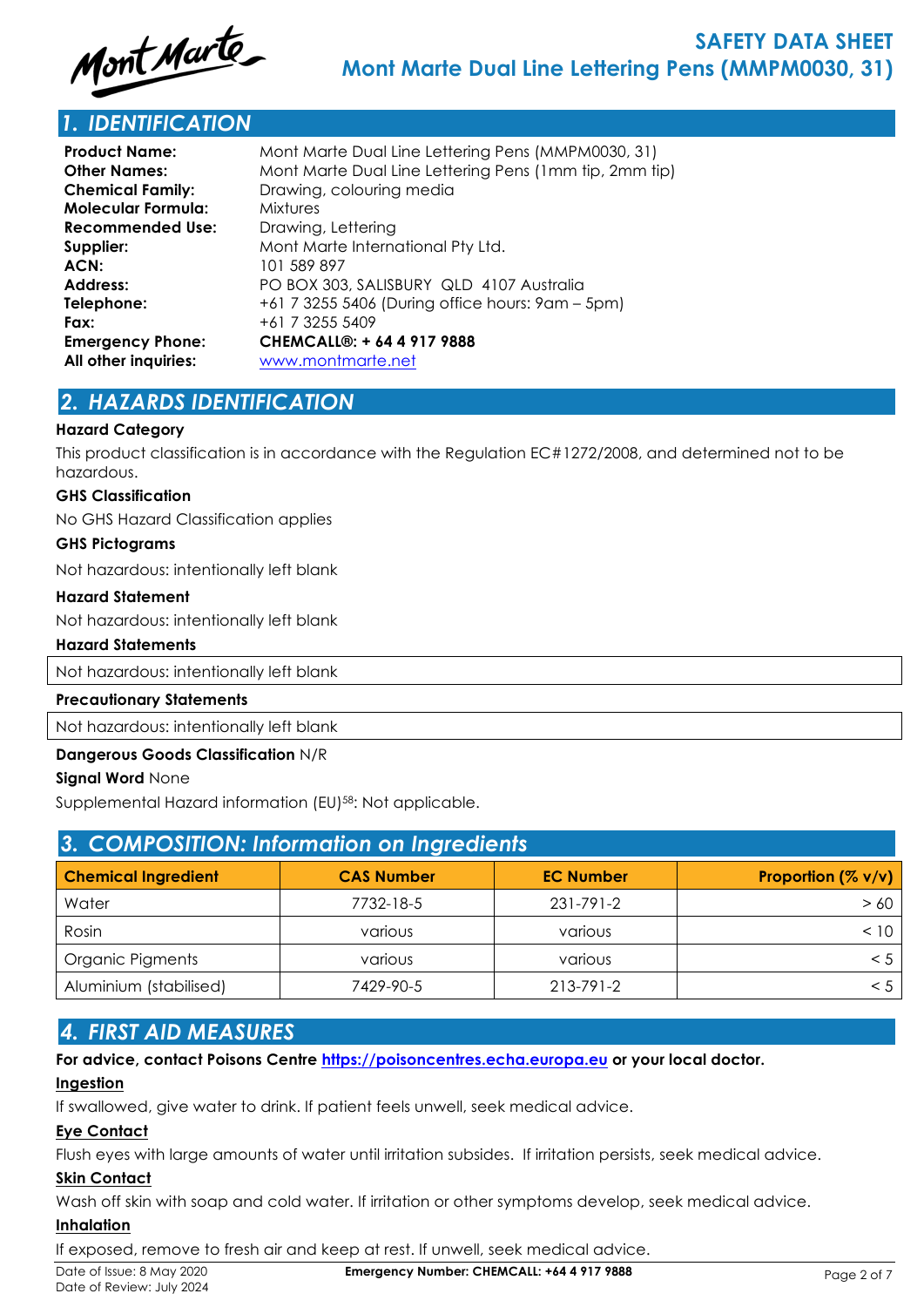# SAFETY DATA SHEET

## Mont Marte Dual Line Lettering Pens (MMPM0030, 31)

## 1. IDENTIFICATION

**Product Name:** Mont Marte Dual Line Lettering Pens (MMPM0030, 31)
**Other Names:** Mont Marte Dual Line Lettering Pens (1mm tip, 2mm tip)
**Chemical Family:** Drawing, colouring media
**Molecular Formula:** Mixtures
**Recommended Use:** Drawing, Lettering
**Supplier:** Mont Marte International Pty Ltd.
**ACN:** 101 589 897
**Address:** PO BOX 303, SALISBURY QLD 4107 Australia
**Telephone:** +61 7 3255 5406 (During office hours: 9am – 5pm)
**Fax:** +61 7 3255 5409
**Emergency Phone:** **CHEMCALL®: + 64 4 917 9888**
**All other inquiries:** www.montmarte.net

## 2. HAZARDS IDENTIFICATION

**Hazard Category**

This product classification is in accordance with the Regulation EC#1272/2008, and determined not to be hazardous.

**GHS Classification**

No GHS Hazard Classification applies

**GHS Pictograms**

Not hazardous: intentionally left blank

**Hazard Statement**

Not hazardous: intentionally left blank

**Hazard Statements**

Not hazardous: intentionally left blank

**Precautionary Statements**

Not hazardous: intentionally left blank

**Dangerous Goods Classification** N/R

**Signal Word** None

Supplemental Hazard information (EU)[58]: Not applicable.

## 3. COMPOSITION: Information on Ingredients

| Chemical Ingredient | CAS Number | EC Number | Proportion (% v/v) |
|---|---|---|---|
| Water | 7732-18-5 | 231-791-2 | > 60 |
| Rosin | various | various | < 10 |
| Organic Pigments | various | various | < 5 |
| Aluminium (stabilised) | 7429-90-5 | 213-791-2 | < 5 |

## 4. FIRST AID MEASURES

**For advice, contact Poisons Centre https://poisoncentres.echa.europa.eu or your local doctor.**

**Ingestion**

If swallowed, give water to drink. If patient feels unwell, seek medical advice.

**Eye Contact**

Flush eyes with large amounts of water until irritation subsides. If irritation persists, seek medical advice.

**Skin Contact**

Wash off skin with soap and cold water. If irritation or other symptoms develop, seek medical advice.

**Inhalation**

If exposed, remove to fresh air and keep at rest. If unwell, seek medical advice.

Date of Issue: 8 May 2020
Date of Review: July 2024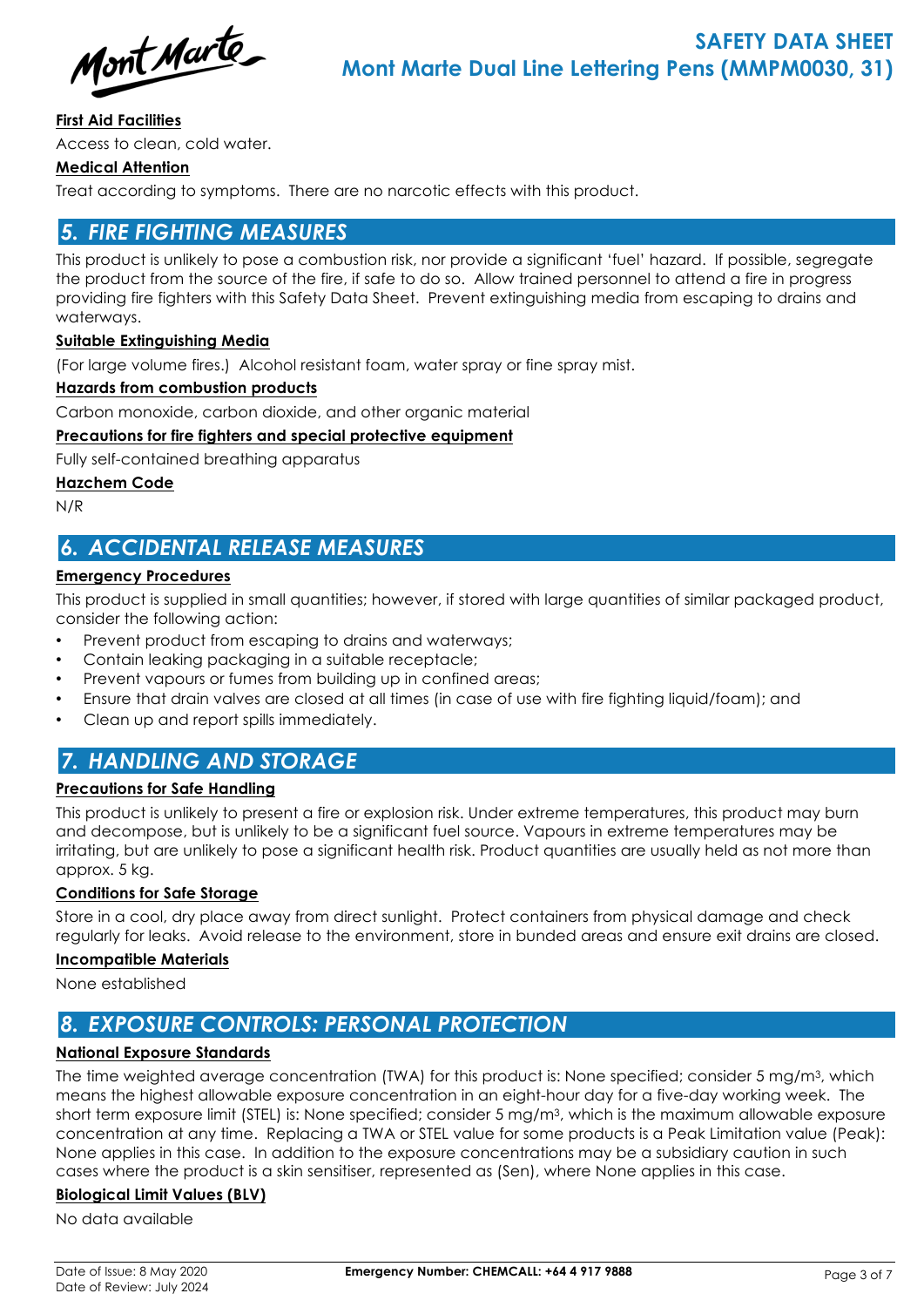**First Aid Facilities**

Access to clean, cold water.

**Medical Attention**

Treat according to symptoms. There are no narcotic effects with this product.

## 5. FIRE FIGHTING MEASURES

This product is unlikely to pose a combustion risk, nor provide a significant 'fuel' hazard. If possible, segregate the product from the source of the fire, if safe to do so. Allow trained personnel to attend a fire in progress providing fire fighters with this Safety Data Sheet. Prevent extinguishing media from escaping to drains and waterways.

**Suitable Extinguishing Media**

(For large volume fires.) Alcohol resistant foam, water spray or fine spray mist.

**Hazards from combustion products**

Carbon monoxide, carbon dioxide, and other organic material

**Precautions for fire fighters and special protective equipment**

Fully self-contained breathing apparatus

**Hazchem Code**

N/R

## 6. ACCIDENTAL RELEASE MEASURES

**Emergency Procedures**

This product is supplied in small quantities; however, if stored with large quantities of similar packaged product, consider the following action:

- Prevent product from escaping to drains and waterways;
- Contain leaking packaging in a suitable receptacle;
- Prevent vapours or fumes from building up in confined areas;
- Ensure that drain valves are closed at all times (in case of use with fire fighting liquid/foam); and
- Clean up and report spills immediately.

## 7. HANDLING AND STORAGE

**Precautions for Safe Handling**

This product is unlikely to present a fire or explosion risk. Under extreme temperatures, this product may burn and decompose, but is unlikely to be a significant fuel source. Vapours in extreme temperatures may be irritating, but are unlikely to pose a significant health risk. Product quantities are usually held as not more than approx. 5 kg.

**Conditions for Safe Storage**

Store in a cool, dry place away from direct sunlight. Protect containers from physical damage and check regularly for leaks. Avoid release to the environment, store in bunded areas and ensure exit drains are closed.

**Incompatible Materials**

None established

## 8. EXPOSURE CONTROLS: PERSONAL PROTECTION

**National Exposure Standards**

The time weighted average concentration (TWA) for this product is: None specified; consider 5 mg/m$^3$, which means the highest allowable exposure concentration in an eight-hour day for a five-day working week. The short term exposure limit (STEL) is: None specified; consider 5 mg/m$^3$, which is the maximum allowable exposure concentration at any time. Replacing a TWA or STEL value for some products is a Peak Limitation value (Peak): None applies in this case. In addition to the exposure concentrations may be a subsidiary caution in such cases where the product is a skin sensitiser, represented as (Sen), where None applies in this case.

**Biological Limit Values (BLV)**

No data available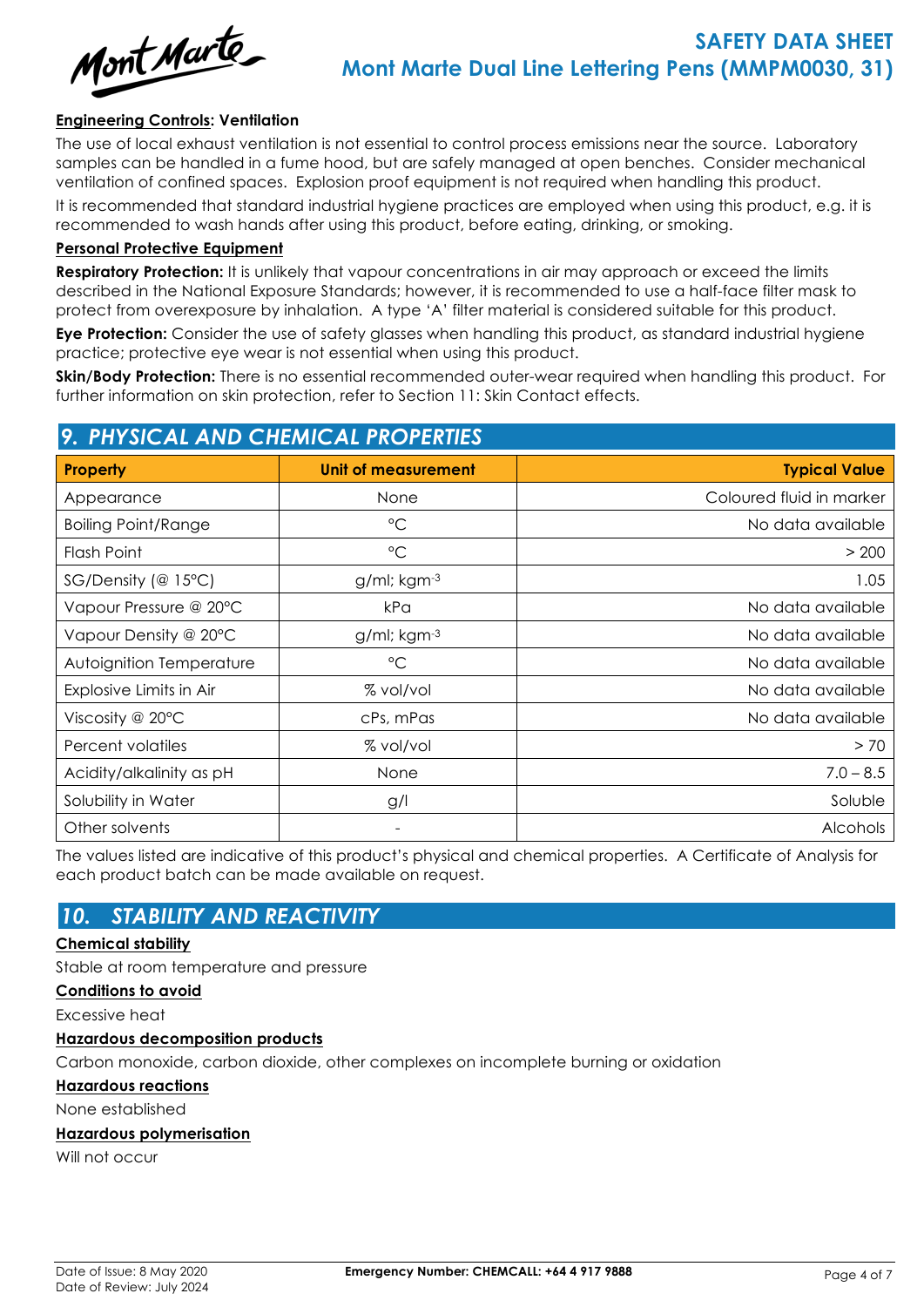**Engineering Controls: Ventilation**

The use of local exhaust ventilation is not essential to control process emissions near the source. Laboratory samples can be handled in a fume hood, but are safely managed at open benches. Consider mechanical ventilation of confined spaces. Explosion proof equipment is not required when handling this product.

It is recommended that standard industrial hygiene practices are employed when using this product, e.g. it is recommended to wash hands after using this product, before eating, drinking, or smoking.

**Personal Protective Equipment**

**Respiratory Protection:** It is unlikely that vapour concentrations in air may approach or exceed the limits described in the National Exposure Standards; however, it is recommended to use a half-face filter mask to protect from overexposure by inhalation. A type 'A' filter material is considered suitable for this product.

**Eye Protection:** Consider the use of safety glasses when handling this product, as standard industrial hygiene practice; protective eye wear is not essential when using this product.

**Skin/Body Protection:** There is no essential recommended outer-wear required when handling this product. For further information on skin protection, refer to Section 11: Skin Contact effects.

## 9. PHYSICAL AND CHEMICAL PROPERTIES

| Property | Unit of measurement | Typical Value |
|---|---|---|
| Appearance | None | Coloured fluid in marker |
| Boiling Point/Range | °C | No data available |
| Flash Point | °C | > 200 |
| SG/Density (@ 15°C) | g/ml; $kgm^{-3}$ | 1.05 |
| Vapour Pressure @ 20°C | kPa | No data available |
| Vapour Density @ 20°C | g/ml; $kgm^{-3}$ | No data available |
| Autoignition Temperature | °C | No data available |
| Explosive Limits in Air | % vol/vol | No data available |
| Viscosity @ 20°C | cPs, mPas | No data available |
| Percent volatiles | % vol/vol | > 70 |
| Acidity/alkalinity as pH | None | 7.0 – 8.5 |
| Solubility in Water | g/l | Soluble |
| Other solvents | - | Alcohols |

The values listed are indicative of this product's physical and chemical properties. A Certificate of Analysis for each product batch can be made available on request.

## 10. STABILITY AND REACTIVITY

**Chemical stability**

Stable at room temperature and pressure

**Conditions to avoid**

Excessive heat

**Hazardous decomposition products**

Carbon monoxide, carbon dioxide, other complexes on incomplete burning or oxidation

**Hazardous reactions**

None established

**Hazardous polymerisation**

Will not occur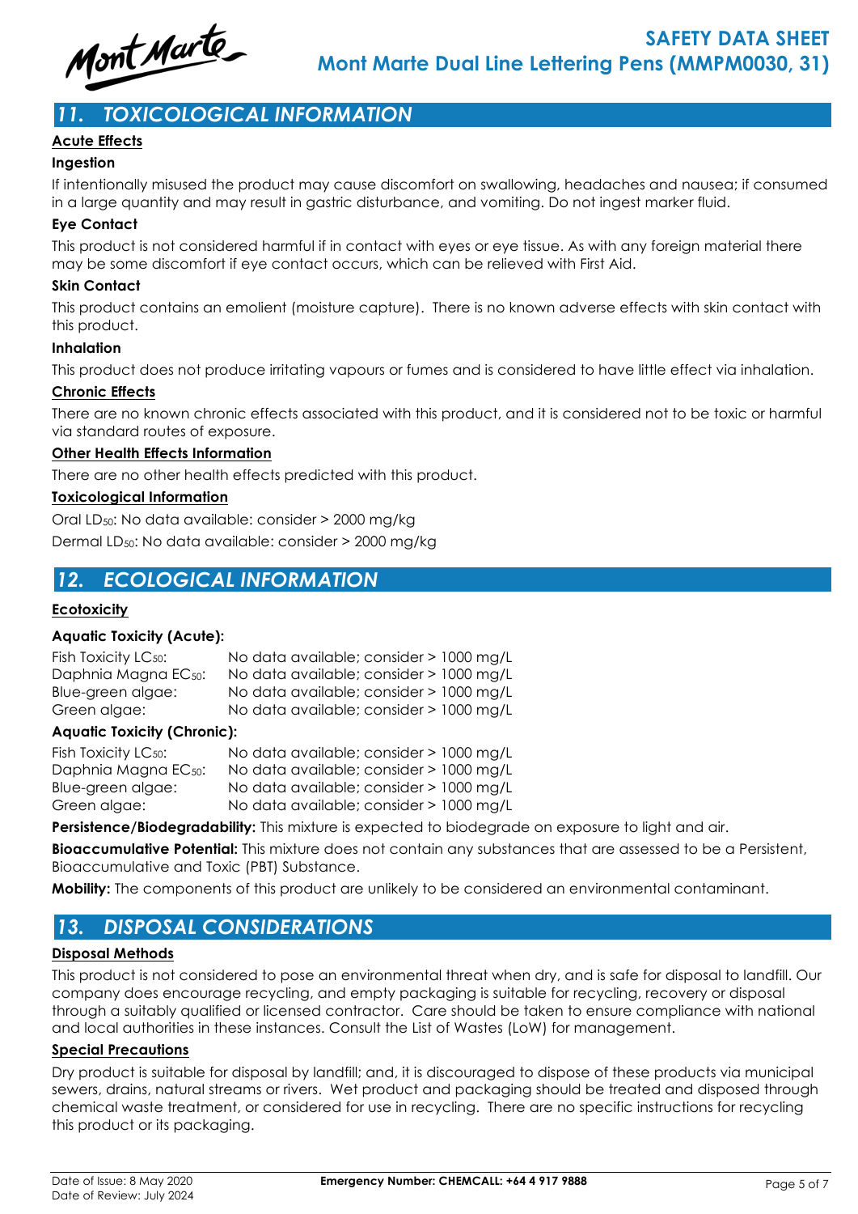## 11. TOXICOLOGICAL INFORMATION

**Acute Effects**

**Ingestion**

If intentionally misused the product may cause discomfort on swallowing, headaches and nausea; if consumed in a large quantity and may result in gastric disturbance, and vomiting. Do not ingest marker fluid.

**Eye Contact**

This product is not considered harmful if in contact with eyes or eye tissue. As with any foreign material there may be some discomfort if eye contact occurs, which can be relieved with First Aid.

**Skin Contact**

This product contains an emolient (moisture capture). There is no known adverse effects with skin contact with this product.

**Inhalation**

This product does not produce irritating vapours or fumes and is considered to have little effect via inhalation.

**Chronic Effects**

There are no known chronic effects associated with this product, and it is considered not to be toxic or harmful via standard routes of exposure.

**Other Health Effects Information**

There are no other health effects predicted with this product.

**Toxicological Information**

Oral $LD_{50}$: No data available: consider > 2000 mg/kg

Dermal $LD_{50}$: No data available: consider > 2000 mg/kg

## 12. ECOLOGICAL INFORMATION

**Ecotoxicity**

**Aquatic Toxicity (Acute):**

| | |
|---|---|
| Fish Toxicity $LC_{50}$: | No data available; consider > 1000 mg/L |
| Daphnia Magna $EC_{50}$: | No data available; consider > 1000 mg/L |
| Blue-green algae: | No data available; consider > 1000 mg/L |
| Green algae: | No data available; consider > 1000 mg/L |

**Aquatic Toxicity (Chronic):**

| | |
|---|---|
| Fish Toxicity $LC_{50}$: | No data available; consider > 1000 mg/L |
| Daphnia Magna $EC_{50}$: | No data available; consider > 1000 mg/L |
| Blue-green algae: | No data available; consider > 1000 mg/L |
| Green algae: | No data available; consider > 1000 mg/L |

**Persistence/Biodegradability:** This mixture is expected to biodegrade on exposure to light and air.

**Bioaccumulative Potential:** This mixture does not contain any substances that are assessed to be a Persistent, Bioaccumulative and Toxic (PBT) Substance.

**Mobility:** The components of this product are unlikely to be considered an environmental contaminant.

## 13. DISPOSAL CONSIDERATIONS

**Disposal Methods**

This product is not considered to pose an environmental threat when dry, and is safe for disposal to landfill. Our company does encourage recycling, and empty packaging is suitable for recycling, recovery or disposal through a suitably qualified or licensed contractor. Care should be taken to ensure compliance with national and local authorities in these instances. Consult the List of Wastes (LoW) for management.

**Special Precautions**

Dry product is suitable for disposal by landfill; and, it is discouraged to dispose of these products via municipal sewers, drains, natural streams or rivers. Wet product and packaging should be treated and disposed through chemical waste treatment, or considered for use in recycling. There are no specific instructions for recycling this product or its packaging.

Date of Issue: 8 May 2020
Date of Review: July 2024

**Emergency Number: CHEMCALL: +64 4 917 9888**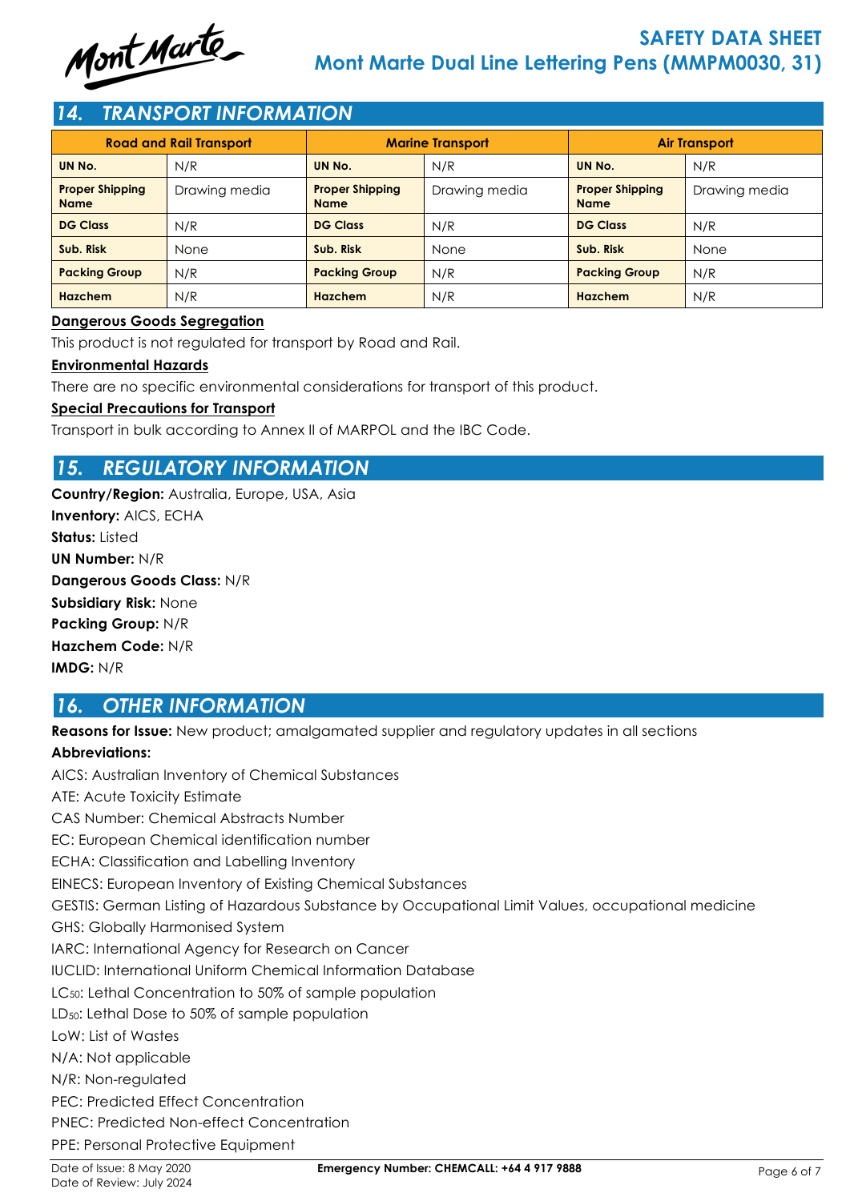## 14. TRANSPORT INFORMATION

| Road and Rail Transport | | Marine Transport | | Air Transport | |
|---|---|---|---|---|---|
| **UN No.** | N/R | **UN No.** | N/R | **UN No.** | N/R |
| **Proper Shipping Name** | Drawing media | **Proper Shipping Name** | Drawing media | **Proper Shipping Name** | Drawing media |
| **DG Class** | N/R | **DG Class** | N/R | **DG Class** | N/R |
| **Sub. Risk** | None | **Sub. Risk** | None | **Sub. Risk** | None |
| **Packing Group** | N/R | **Packing Group** | N/R | **Packing Group** | N/R |
| **Hazchem** | N/R | **Hazchem** | N/R | **Hazchem** | N/R |

**Dangerous Goods Segregation**

This product is not regulated for transport by Road and Rail.

**Environmental Hazards**

There are no specific environmental considerations for transport of this product.

**Special Precautions for Transport**

Transport in bulk according to Annex II of MARPOL and the IBC Code.

## 15. REGULATORY INFORMATION

**Country/Region:** Australia, Europe, USA, Asia
**Inventory:** AICS, ECHA
**Status:** Listed
**UN Number:** N/R
**Dangerous Goods Class:** N/R
**Subsidiary Risk:** None
**Packing Group:** N/R
**Hazchem Code:** N/R
**IMDG:** N/R

## 16. OTHER INFORMATION

**Reasons for Issue:** New product; amalgamated supplier and regulatory updates in all sections

**Abbreviations:**

AICS: Australian Inventory of Chemical Substances
ATE: Acute Toxicity Estimate
CAS Number: Chemical Abstracts Number
EC: European Chemical identification number
ECHA: Classification and Labelling Inventory
EINECS: European Inventory of Existing Chemical Substances
GESTIS: German Listing of Hazardous Substance by Occupational Limit Values, occupational medicine
GHS: Globally Harmonised System
IARC: International Agency for Research on Cancer
IUCLID: International Uniform Chemical Information Database
$LC_{50}$: Lethal Concentration to 50% of sample population
$LD_{50}$: Lethal Dose to 50% of sample population
LoW: List of Wastes
N/A: Not applicable
N/R: Non-regulated
PEC: Predicted Effect Concentration
PNEC: Predicted Non-effect Concentration
PPE: Personal Protective Equipment

Date of Issue: 8 May 2020
Date of Review: July 2024
**Emergency Number: CHEMCALL: +64 4 917 9888**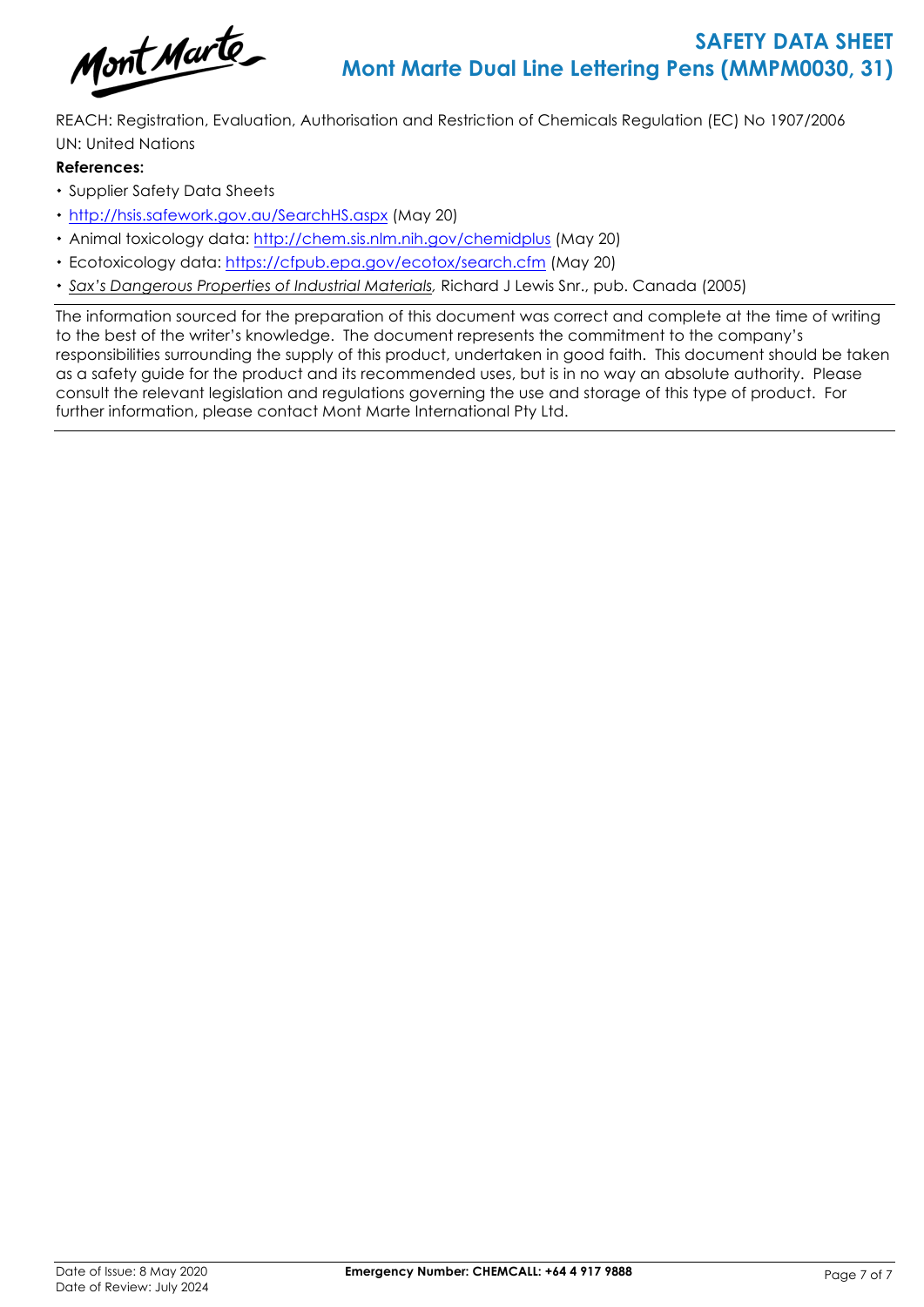REACH: Registration, Evaluation, Authorisation and Restriction of Chemicals Regulation (EC) No 1907/2006
UN: United Nations

**References:**

- Supplier Safety Data Sheets
- http://hsis.safework.gov.au/SearchHS.aspx (May 20)
- Animal toxicology data: http://chem.sis.nlm.nih.gov/chemidplus (May 20)
- Ecotoxicology data: https://cfpub.epa.gov/ecotox/search.cfm (May 20)
- *Sax's Dangerous Properties of Industrial Materials*, Richard J Lewis Snr., pub. Canada (2005)

The information sourced for the preparation of this document was correct and complete at the time of writing to the best of the writer's knowledge. The document represents the commitment to the company's responsibilities surrounding the supply of this product, undertaken in good faith. This document should be taken as a safety guide for the product and its recommended uses, but is in no way an absolute authority. Please consult the relevant legislation and regulations governing the use and storage of this type of product. For further information, please contact Mont Marte International Pty Ltd.